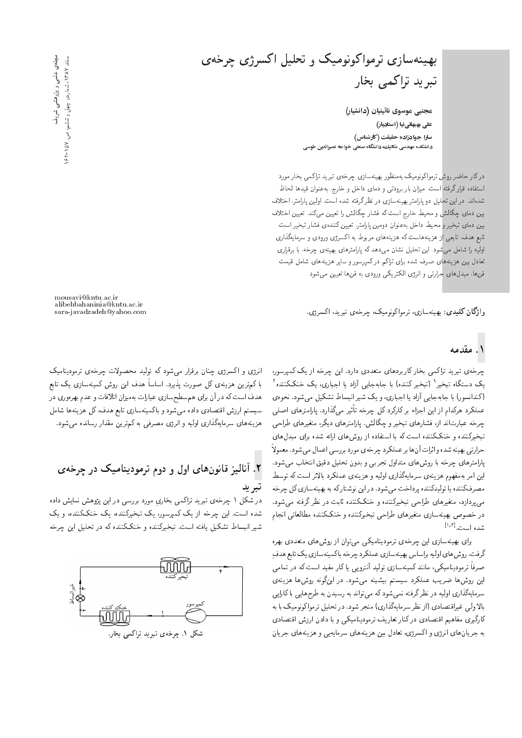# بهینه‌سازی ترمواکونومیک و تحلیل اکسرژی چرخه‌ی تبرید تراکمی بخار

**مجتبی موسوی نائینیان (دانشیار)**
**علی بهبهانی‌نیا (استادیار)**
**سارا جوادزاده حقیقت (کارشناس)**
دانشکده مهندسی مکانیک دانشگاه صنعتی خواجه نصیرالدین طوسی

در کار حاضر روش ترمواکونومیک به‌منظور بهینه‌سازی چرخه‌ی تبرید تراکمی بخار مورد استفاده قرار گرفته است. میزان بار برودتی و دمای داخل و خارج، به‌عنوان قیدها لحاظ شده‌اند. در این تحلیل دو پارامتر بهینه‌سازی در نظر گرفته شده است. اولین پارامتر، اختلاف بین دمای چگالش و محیط خارج است که فشار چگالش را تعیین می‌کند. تعیین اختلاف بین دمای تبخیر و محیط داخل به‌عنوان دومین پارامتر، تعیین‌کننده‌ی فشار تبخیر است. تابع هدف، تابعی از هزینه‌هاست که هزینه‌های مربوط به اکسرژی ورودی و سرمایه‌گذاری اولیه را شامل می‌شود. این تحلیل نشان می‌دهد که پارامترهای بهینه‌ی چرخه، با برقراری تعادل بین هزینه‌های صرف شده برای تراکم در کمپرسور و سایر هزینه‌های شامل قیمت فن‌ها، مبدل‌های حرارتی و انرژی الکتریکی ورودی به فن‌ها تعیین می‌شود.

**واژگان کلیدی:** بهینه‌سازی، ترمواکونومیک، چرخه‌ی تبرید، اکسرژی.

mousavi@kntu.ac.ir
alibehbahaninia@kntu.ac.ir
sara-javadzadeh@yahoo.com

## ۱. مقدمه

چرخه‌ی تبرید تراکمی بخار کاربردهای متعددی دارد. این چرخه از یک کمپرسور، یک دستگاه تبخیر[1] (تبخیرکننده) با جابه‌جایی آزاد یا اجباری، یک خنک‌کننده[2] (کندانسور) با جابه‌جایی آزاد یا اجباری، و یک شیر انبساط تشکیل می‌شود. نحوه‌ی عملکرد هرکدام از این اجزاء بر کارکرد کل چرخه تأثیر می‌گذارد. پارامترهای اصلی چرخه عبارت‌اند از: فشارهای تبخیر و چگالش. پارامترهای دیگر، متغیرهای طراحی تبخیرکننده و خنک‌کننده است که با استفاده از روش‌های ارائه شده برای مبدل‌های حرارتی بهینه شده و اثرات آن‌ها بر عملکرد چرخه‌ی مورد بررسی اعمال می‌شود. معمولاً پارامترهای چرخه با روش‌های متداول تجربی و بدون تحلیل دقیق انتخاب می‌شود. این امر به‌مفهوم هزینه‌ی سرمایه‌گذاری اولیه و هزینه‌ی عملکرد بالاتر است که توسط مصرف‌کننده یا تولیدکننده پرداخت می‌شود. در این نوشتار که به بهینه‌سازی کل چرخه می‌پردازد، متغیرهای طراحی تبخیرکننده و خنک‌کننده ثابت در نظر گرفته می‌شود. در خصوص بهینه‌سازی متغیرهای طراحی تبخیرکننده و خنک‌کننده مطالعاتی انجام شده است.[1-3]

برای بهینه‌سازی این چرخه‌ی ترمودینامیکی می‌توان از روش‌های متعددی بهره گرفت. روش‌های اولیه براساس بهینه‌سازی عملکرد چرخه با کمینه‌سازی یک تابع هدفِ صرفاً ترمودینامیکی، مانند کمینه‌سازی تولید آنتروپی یا کار مفید است که در تمامی این روش‌ها ضریب عملکرد سیستم بیشینه می‌شود. در این‌گونه روش‌ها هزینه‌ی سرمایه‌گذاری اولیه در نظر گرفته نمی‌شود که می‌تواند به رسیدن به طرح‌هایی با کارایی بالا ولی غیراقتصادی (از نظر سرمایه‌گذاری) منجر شود. در تحلیل ترمواکونومیک با به کارگیری مفاهیم اقتصادی در کنار تعاریف ترمودینامیکی و با دادن ارزش اقتصادی به جریان‌های انرژی و اکسرژی، تعادل بین هزینه‌های سرمایه‌یی و هزینه‌های جریان انرژی و اکسرژی چنان برقرار می‌شود که تولید محصولات چرخه‌ی ترمودینامیک با کم‌ترین هزینه‌ی کل صورت پذیرد. اساساً هدف این روش کمینه‌سازی یک تابع هدف است که در آن برای هم‌سطح‌سازی عبارات به‌میزان اتلافات و عدم بهره‌وری در سیستم ارزش اقتصادی داده می‌شود و با کمینه‌سازی تابع هدف، کل هزینه‌ها شامل هزینه‌های سرمایه‌گذاری اولیه و انرژی مصرفی به کم‌ترین مقدار رسانده می‌شود.

## ۲. آنالیز قانون‌های اول و دوم ترمودینامیک در چرخه‌ی تبرید

در شکل ۱ چرخه‌ی تبرید تراکمی بخاریِ مورد بررسی در این پژوهش نمایش داده شده است. این چرخه از یک کمپرسور، یک تبخیرکننده، یک خنک‌کننده، و یک شیر انبساط تشکیل یافته است. تبخیرکننده و خنک‌کننده که در تحلیل این چرخه

شکل ۱. چرخه‌ی تبرید تراکمی بخار.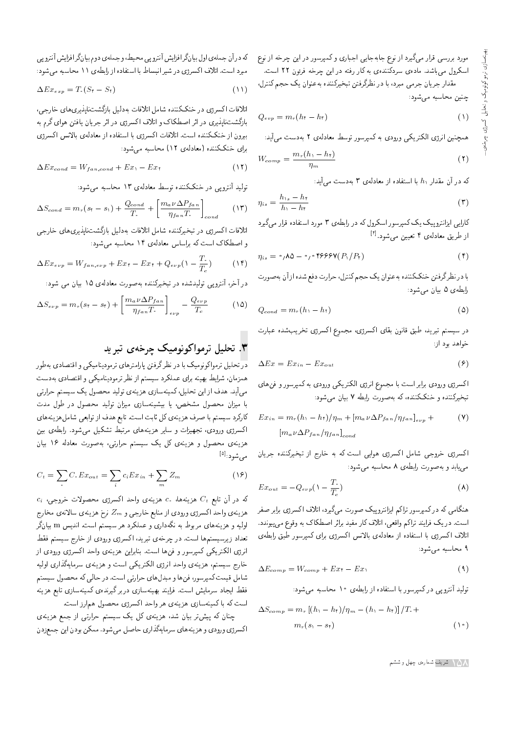مورد بررسی قرار می‌گیرد از نوع جابه‌جایی اجباری و کمپرسور در این چرخه از نوع اسکرول می‌باشد. ماده‌ی سردکننده‌ی به کار رفته در این چرخه فرئون ۲۲ است.

مقدار جریان جرمی مبرد، با در نظرگرفتن تبخیرکننده به‌عنوان یک حجم کنترل، چنین محاسبه می‌شود:

$$Q_{evp} = m_r(h_۲ - h_۳) \qquad (۱)$$

همچنین انرژی الکتریکی ورودی به کمپرسور توسط معادله‌ی ۲ به‌دست می‌آید:

$$W_{comp} = \frac{m_r(h_۱ - h_۲)}{\eta_m} \qquad (۲)$$

که در آن مقدار $h_۱$ با استفاده از معادله‌ی ۳ به‌دست می‌آید:

$$\eta_{is} = \frac{h_{۱s} - h_۲}{h_۱ - h_۲} \qquad (۳)$$

کارایی ایزانتروپیک یک کمپرسور اسکرول که در رابطه‌ی ۳ مورد استفاده قرار می‌گیرد از طریق معادله‌ی ۴ تعیین می‌شود.[۴]

$$\eta_{is} = ۰/۸۵ - ۰/۰۴۶۶۶۷(P_۱/P_۲) \qquad (۴)$$

با در نظرگرفتن خنک‌کننده به‌عنوان یک حجم کنترل، حرارت دفع شده از آن به‌صورت رابطه‌ی ۵ بیان می‌شود:

$$Q_{cond} = m_r(h_۱ - h_۲) \qquad (۵)$$

در سیستم تبرید، طبق قانون بقای اکسرژی، مجموع اکسرژی تخریب‌شده عبارت خواهد بود از:

$$\Delta Ex = Ex_{in} - Ex_{out} \qquad (۶)$$

اکسرژی ورودی برابر است با مجموع انرژی الکتریکی ورودی به کمپرسور و فن‌های تبخیرکننده و خنک‌کننده، که به‌صورت رابطه ۷ بیان می‌شود:

$$Ex_{in} = m_r(h_۱ - h_۲)/\eta_m + [m_a \nu \Delta P_{fan}/\eta_{fan}]_{evp} + [m_a \nu \Delta P_{fan}/\eta_{fan}]_{cond} \qquad (۷)$$

اکسرژی خروجی شامل اکسرژی هوایی است که به خارج از تبخیرکننده جریان می‌یابد و به‌صورت رابطه‌ی ۸ محاسبه می‌شود:

$$Ex_{out} = -Q_{evp}(۱ - \frac{T_۰}{T_c}) \qquad (۸)$$

هنگامی که در کمپرسور تراکم ایزانتروپیک صورت می‌گیرد، اتلاف اکسرژی برابر صفر است. در یک فرایند تراکم واقعی، اتلاف کار مفید براثر اصطکاک به وقوع می‌پیوندد. اتلاف اکسرژی با استفاده از معادله‌ی بالانس اکسرژی برای کمپرسور طبق رابطه‌ی ۹ محاسبه می‌شود:

$$\Delta E_{comp} = W_{comp} + Ex_۲ - Ex_۱ \qquad (۹)$$

تولید آنتروپی در کمپرسور با استفاده از رابطه‌ی ۱۰ محاسبه می‌شود:

$$\Delta S_{comp} = m_r\left[(h_۱ - h_۲)/\eta_m - (h_۱ - h_۲)\right]/T_۰ + m_r(s_۱ - s_۲) \qquad (۱۰)$$

که در آن جمله‌ی اول بیانگر افزایش آنتروپی محیط، و جمله‌ی دوم بیانگر افزایش آنتروپی مبرد است. اتلاف اکسرژی در شیر انبساط با استفاده از رابطه‌ی ۱۱ محاسبه می‌شود:

$$\Delta Ex_{exp} = T_۰(S_۳ - S_۲) \qquad (۱۱)$$

اتلافات اکسرژی در خنک‌کننده شامل اتلافات به‌دلیل بازگشت‌ناپذیری‌های خارجی، بازگشت‌ناپذیری در اثر اصطکاک و اتلاف اکسرژی در اثر جریان یافتن هوای گرم به بیرون از خنک‌کننده است. اتلافات اکسرژی با استفاده از معادله‌ی بالانس اکسرژی برای خنک‌کننده (معادله‌ی ۱۲) محاسبه می‌شود:

$$\Delta Ex_{cond} = W_{fan,cond} + Ex_۱ - Ex_۲ \qquad (۱۲)$$

تولید آنتروپی در خنک‌کننده توسط معادله‌ی ۱۳ محاسبه می‌شود:

$$\Delta S_{cond} = m_r(s_۲ - s_۱) + \frac{Q_{cond}}{T_۰} + \left[\frac{m_a \nu \Delta P_{fan}}{\eta_{fan} T_۰}\right]_{cond} \qquad (۱۳)$$

اتلافات اکسرژی در تبخیرکننده شامل اتلافات به‌دلیل بازگشت‌ناپذیری‌های خارجی و اصطکاک است که براساس معادله‌ی ۱۴ محاسبه می‌شود:

$$\Delta Ex_{evp} = W_{fan,evp} + Ex_۳ - Ex_۴ + Q_{evp}(۱ - \frac{T_۰}{T_c}) \qquad (۱۴)$$

در آخر، آنتروپی تولیدشده در تبخیرکننده به‌صورت معادله‌ی ۱۵ بیان می شود:

$$\Delta S_{evp} = m_r(s_۴ - s_۳) + \left[\frac{m_a \nu \Delta P_{fan}}{\eta_{fan} T_۰}\right]_{evp} - \frac{Q_{evp}}{T_c} \qquad (۱۵)$$

## ۳. تحلیل ترمواکونومیک چرخه‌ی تبرید

در تحلیل ترمواکونومیک با در نظر گرفتن پارامترهای ترمودینامیکی و اقتصادی به‌طور همزمان، شرایط بهینه برای عملکرد سیستم از نظر ترمودینامیکی و اقتصادی به‌دست می‌آید. هدف از این تحلیل، کمینه‌سازی هزینه‌ی تولید محصول یک سیستم حرارتی با میزان محصول مشخص، یا بیشینه‌سازی میزان تولید محصول در طول مدت کارکرد سیستم با صرف هزینه‌ی کل ثابت است. تابع هدف از توابعی شامل هزینه‌های اکسرژی ورودی، تجهیزات و سایر هزینه‌های مرتبط تشکیل می‌شود. رابطه‌ی بین هزینه‌ی محصول و هزینه‌ی کل یک سیستم حرارتی، به‌صورت معادله ۱۶ بیان می‌شود:[۵]

$$C_t = \sum C_۰ Ex_{out} = \sum_i c_i Ex_{in} + \sum_m Z_m \qquad (۱۶)$$

که در آن تابع $C_t$ هزینه‌ها، $c_۰$ هزینه‌ی واحد اکسرژی محصولات خروجی، $c_i$ هزینه‌ی واحد اکسرژی ورودی از منابع خارجی و $Z_m$ نرخ هزینه‌ی سالانه‌ی مخارج اولیه و هزینه‌های مربوط به نگه‌داری و عملکرد هر سیستم است. اندیس m بیانگر تعداد زیرسیستم‌ها است. در چرخه‌ی تبرید، اکسرژی ورودی از خارج سیستم فقط انرژی الکتریکی کمپرسور و فن‌ها است. بنابراین هزینه‌ی واحد اکسرژی ورودی از خارج سیستم، هزینه‌ی واحد انرژی الکتریکی است و هزینه‌ی سرمایه‌گذاری اولیه شامل قیمت کمپرسور، فن‌ها و مبدل‌های حرارتی است. در حالی که محصول سیستم فقط ایجاد سرمایش است. فرایند بهینه‌سازی دربر گیرنده‌ی کمینه‌سازی تابع هزینه است که با کمینه‌سازی هزینه‌ی هر واحد اکسرژی محصول هم‌ارز است.

چنان که پیش‌تر بیان شد، هزینه‌ی کل یک سیستم حرارتی از جمع هزینه‌ی اکسرژی ورودی و هزینه‌های سرمایه‌گذاری حاصل می‌شود. ممکن بودن این جمع‌زدن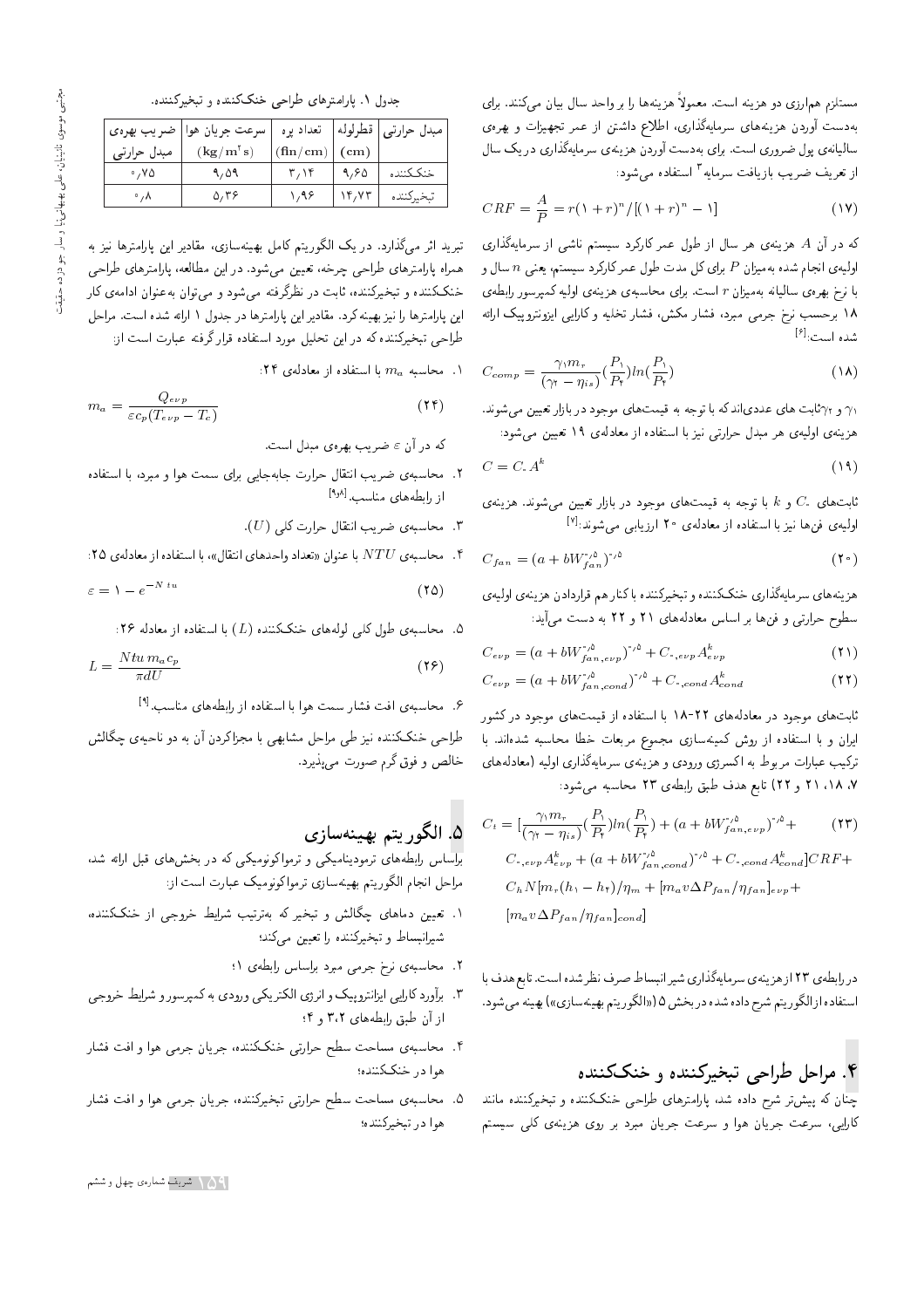مستلزم همارزی دو هزینه است. معمولاً هزینه‌ها را بر واحد سال بیان می‌کنند. برای به‌دست آوردن هزینه‌های سرمایه‌گذاری، اطلاع داشتن از عمر تجهیزات و بهره‌ی سالیانه‌ی پول ضروری است. برای به‌دست آوردن هزینه‌ی سرمایه‌گذاری در یک سال از تعریف ضریب بازیافت سرمایه[3] استفاده می‌شود:

$$CRF = \frac{A}{P} = r(1+r)^n/[(1+r)^n - 1] \qquad (17)$$

که در آن $A$ هزینه‌ی هر سال از طول عمر کارکرد سیستم ناشی از سرمایه‌گذاری اولیه‌ی انجام شده به‌میزان $P$ برای کل مدت طول عمر کارکرد سیستم، یعنی $n$ سال و با نرخ بهره‌ی سالیانه به‌میزان $r$ است. برای محاسبه‌ی هزینه‌ی اولیه کمپرسور رابطه‌ی ۱۸ برحسب نرخ جرمی مبرد، فشار مکش، فشار تخلیه و کارایی ایزونتروپیک ارائه شده است:[6]

$$C_{comp} = \frac{\gamma_1 m_r}{(\gamma_2 - \eta_{is})}\left(\frac{P_1}{P_2}\right) ln\left(\frac{P_1}{P_2}\right) \qquad (18)$$

$\gamma_1$ و $\gamma_2$ ثابت های عددی‌اند که با توجه به قیمت‌های موجود در بازار تعیین می‌شوند. هزینه‌ی اولیه‌ی هر مبدل حرارتی نیز با استفاده از معادله‌ی ۱۹ تعیین می‌شود:

$$C = C_\circ A^k \qquad (19)$$

ثابت‌های $C_\circ$ و $k$ با توجه به قیمت‌های موجود در بازار تعیین می‌شوند. هزینه‌ی اولیه‌ی فن‌ها نیز با استفاده از معادله‌ی ۲۰ ارزیابی می‌شوند:[7]

$$C_{fan} = (a + bW_{fan}^{0.5})^{0.5} \qquad (20)$$

هزینه‌های سرمایه‌گذاری خنک‌کننده و تبخیرکننده با کنار هم قراردادن هزینه‌ی اولیه‌ی سطوح حرارتی و فن‌ها بر اساس معادله‌های ۲۱ و ۲۲ به دست می‌آید:

$$C_{evp} = (a + bW_{fan,evp}^{0.5})^{0.5} + C_{\circ,evp}A_{evp}^k \qquad (21)$$

$$C_{evp} = (a + bW_{fan,cond}^{0.5})^{0.5} + C_{\circ,cond}A_{cond}^k \qquad (22)$$

ثابت‌های موجود در معادله‌های ۲۲-۱۸ با استفاده از قیمت‌های موجود در کشور ایران و با استفاده از روش کمینه‌سازی مجموع مربعات خطا محاسبه شده‌اند. با ترکیب عبارات مربوط به اکسرژی ورودی و هزینه‌ی سرمایه‌گذاری اولیه (معادله‌های ۷، ۱۸، ۲۱ و ۲۲) تابع هدف طبق رابطه‌ی ۲۳ محاسبه می‌شود:

$$\begin{aligned} C_t = &\Big[\frac{\gamma_1 m_r}{(\gamma_2 - \eta_{is})}\left(\frac{P_1}{P_2}\right) ln\left(\frac{P_1}{P_2}\right) + (a + bW_{fan,evp}^{0.5})^{0.5} + \\ &C_{\circ,evp}A_{evp}^k + (a + bW_{fan,cond}^{0.5})^{0.5} + C_{\circ,cond}A_{cond}^k\Big] CRF + \\ &C_h N[m_r(h_1 - h_2)/\eta_m + [m_a v \Delta P_{fan}/\eta_{fan}]_{evp} + \\ &[m_a v \Delta P_{fan}/\eta_{fan}]_{cond}] \end{aligned} \qquad (23)$$

در رابطه‌ی ۲۳ از هزینه‌ی سرمایه‌گذاری شیر انبساط صرف نظر شده است. تابع هدف با استفاده از الگوریتم شرح داده شده در بخش ۵ («الگوریتم بهینه‌سازی») بهینه می‌شود.

## ۴. مراحل طراحی تبخیرکننده و خنک‌کننده

چنان که پیش‌تر شرح داده شد، پارامترهای طراحی خنک‌کننده و تبخیرکننده مانند کارایی، سرعت جریان هوا و سرعت جریان مبرد بر روی هزینه‌ی کلی سیستم تبرید اثر می‌گذارد. در یک الگوریتم کامل بهینه‌سازی، مقادیر این پارامترها نیز به همراه پارامترهای طراحی چرخه، تعیین می‌شود. در این مطالعه، پارامترهای طراحی خنک‌کننده و تبخیرکننده، ثابت در نظرگرفته می‌شود و می‌توان به‌عنوان ادامه‌ی کار این پارامترها را نیز بهینه کرد. مقادیر این پارامترها در جدول ۱ ارائه شده است. مراحل طراحی تبخیرکننده که در این تحلیل مورد استفاده قرار گرفته عبارت است از:

جدول ۱. پارامترهای طراحی خنک‌کننده و تبخیرکننده.

| مبدل حرارتی | قطرلوله (cm) | تعداد پره (fin/cm) | سرعت جریان هوا ($kg/m^2s$) | ضریب بهره‌ی مبدل حرارتی |
|---|---|---|---|---|
| خنک‌کننده | ۹٫۶۵ | ۳٫۱۴ | ۹٫۵۹ | ۰٫۷۵ |
| تبخیرکننده | ۱۴٫۷۳ | ۱٫۹۶ | ۵٫۳۶ | ۰٫۸ |

۱. محاسبه $m_a$ با استفاده از معادله‌ی ۲۴:

$$m_a = \frac{Q_{evp}}{\varepsilon c_p (T_{evp} - T_c)} \qquad (24)$$

که در آن $\varepsilon$ ضریب بهره‌ی مبدل است.

۲. محاسبه‌ی ضریب انتقال حرارت جابه‌جایی برای سمت هوا و مبرد، با استفاده از رابطه‌های مناسب.[8,9]

۳. محاسبه‌ی ضریب انتقال حرارت کلی ($U$).

۴. محاسبه‌ی $NTU$ با عنوان «تعداد واحدهای انتقال»، با استفاده از معادله‌ی ۲۵:

$$\varepsilon = 1 - e^{-Ntu} \qquad (25)$$

۵. محاسبه‌ی طول کلی لوله‌های خنک‌کننده ($L$) با استفاده از معادله ۲۶:

$$L = \frac{Ntu\, m_a c_p}{\pi d U} \qquad (26)$$

۶. محاسبه‌ی افت فشار سمت هوا با استفاده از رابطه‌های مناسب.[9]

طراحی خنک‌کننده نیز طی مراحل مشابهی با مجزاکردن آن به دو ناحیه‌ی چگالش خالص و فوق گرم صورت می‌پذیرد.

## ۵. الگوریتم بهینه‌سازی

براساس رابطه‌های ترمودینامیکی و ترمواکونومیکی که در بخش‌های قبل ارائه شد، مراحل انجام الگوریتم بهینه‌سازی ترمواکونومیک عبارت است از:

۱. تعیین دماهای چگالش و تبخیر که به‌ترتیب شرایط خروجی از خنک‌کننده، شیرانبساط و تبخیرکننده را تعیین می‌کند؛

۲. محاسبه‌ی نرخ جرمی مبرد براساس رابطه‌ی ۱؛

۳. برآورد کارایی ایزانتروپیک و انرژی الکتریکی ورودی به کمپرسور و شرایط خروجی از آن طبق رابطه‌های ۲، ۳ و ۴؛

۴. محاسبه‌ی مساحت سطح حرارتی خنک‌کننده، جریان جرمی هوا و افت فشار هوا در خنک‌کننده؛

۵. محاسبه‌ی مساحت سطح حرارتی تبخیرکننده، جریان جرمی هوا و افت فشار هوا در تبخیرکننده؛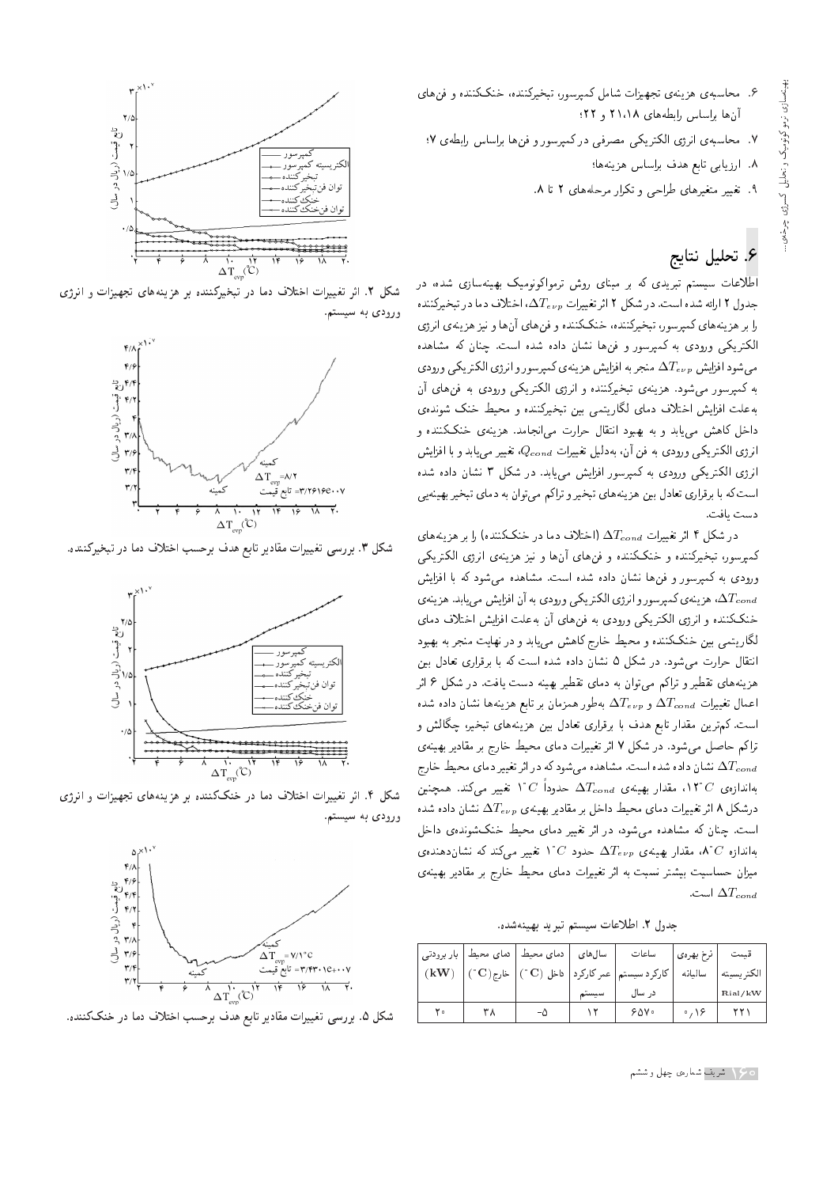۶. محاسبه‌ی هزینه‌ی تجهیزات شامل کمپرسور، تبخیرکننده، خنک‌کننده و فن‌های آن‌ها براساس رابطه‌های ۱۸، ۲۱ و ۲۲؛

۷. محاسبه‌ی انرژی الکتریکی مصرفی در کمپرسور و فن‌ها براساس رابطه‌ی ۷؛

۸. ارزیابی تابع هدف براساس هزینه‌ها؛

۹. تغییر متغیرهای طراحی و تکرار مرحله‌های ۲ تا ۸.

## ۶. تحلیل نتایج

اطلاعات سیستم تبریدی که بر مبنای روش ترمواکونومیک بهینه‌سازی شده، در جدول ۲ ارائه شده است. در شکل ۲ اثر تغییرات $\Delta T_{evp}$، اختلاف دما در تبخیرکننده را بر هزینه‌های کمپرسور، تبخیرکننده، خنک‌کننده و فن‌های آن‌ها و نیز هزینه‌ی انرژی الکتریکی ورودی به کمپرسور و فن‌ها نشان داده شده است. چنان که مشاهده می‌شود افزایش $\Delta T_{evp}$ منجر به افزایش هزینه‌ی کمپرسور و انرژی الکتریکی ورودی به کمپرسور می‌شود. هزینه‌ی تبخیرکننده و انرژی الکتریکی ورودی به فن‌های آن به‌علت افزایش اختلاف دمای لگاریتمی بین تبخیرکننده و محیط خنک شونده‌ی داخل کاهش می‌یابد و به بهبود انتقال حرارت می‌انجامد. هزینه‌ی خنک‌کننده و انرژی الکتریکی ورودی به فن آن، به‌دلیل تغییرات $Q_{cond}$، تغییر می‌یابد و با افزایش انرژی الکتریکی ورودی به کمپرسور افزایش می‌یابد. در شکل ۳ نشان داده شده است که با برقراری تعادل بین هزینه‌های تبخیر و تراکم می‌توان به دمای تبخیر بهینه‌یی دست یافت.

در شکل ۴ اثر تغییرات $\Delta T_{cond}$ (اختلاف دما در خنک‌کننده) را بر هزینه‌های کمپرسور، تبخیرکننده و خنک‌کننده و فن‌های آن‌ها و نیز هزینه‌ی انرژی الکتریکی ورودی به کمپرسور و فن‌ها نشان داده شده است. مشاهده می‌شود که با افزایش $\Delta T_{cond}$، هزینه‌ی کمپرسور و انرژی الکتریکی ورودی به آن افزایش می‌یابد. هزینه‌ی خنک‌کننده و انرژی الکتریکی ورودی به فن‌های آن به‌علت افزایش اختلاف دمای لگاریتمی بین خنک‌کننده و محیط خارج کاهش می‌یابد و در نهایت منجر به بهبود انتقال حرارت می‌شود. در شکل ۵ نشان داده شده است که با برقراری تعادل بین هزینه‌های تقطیر و تراکم می‌توان به دمای تقطیر بهینه دست یافت. در شکل ۶ اثر اعمال تغییرات $\Delta T_{cond}$ و $\Delta T_{evp}$ به‌طور همزمان بر تابع هزینه‌ها نشان داده شده است. کم‌ترین مقدار تابع هدف با برقراری تعادل بین هزینه‌های تبخیر، چگالش و تراکم حاصل می‌شود. در شکل ۷ اثر تغییرات دمای محیط خارج بر مقادیر بهینه‌ی $\Delta T_{cond}$ نشان داده شده است. مشاهده می‌شود که در اثر تغییر دمای محیط خارج به‌اندازه‌ی $12^{\circ}C$، مقدار بهینه‌ی $\Delta T_{cond}$ حدوداً $1^{\circ}C$ تغییر می‌کند. همچنین در شکل ۸ اثر تغییرات دمای محیط داخل بر مقادیر بهینه‌ی $\Delta T_{evp}$ نشان داده شده است. چنان که مشاهده می‌شود، در اثر تغییر دمای محیط خنک‌شونده‌ی داخل به‌اندازه $8^{\circ}C$، مقدار بهینه‌ی $\Delta T_{evp}$ حدود $1^{\circ}C$ تغییر می‌کند که نشان‌دهنده‌ی میزان حساسیت بیشتر نسبت به اثر تغییرات دمای محیط خارج بر مقادیر بهینه‌ی $\Delta T_{cond}$ است.

جدول ۲. اطلاعات سیستم تبرید بهینه‌شده.

| قیمت الکتریسیته Rial/kW | نرخ بهره‌ی سالیانه | ساعات کارکرد سیستم در سال | سال‌های عمر کارکرد سیستم | دمای محیط داخل ($^{\circ}$C) | دمای محیط خارج ($^{\circ}$C) | بار برودتی (kW) |
|---|---|---|---|---|---|---|
| ۲۲۱ | ۰٫۱۶ | ۶۵۷۰ | ۱۲ | -۵ | ۳۸ | ۲۰ |

شکل ۲. اثر تغییرات اختلاف دما در تبخیرکننده بر هزینه‌های تجهیزات و انرژی ورودی به سیستم.

شکل ۳. بررسی تغییرات مقادیر تابع هدف برحسب اختلاف دما در تبخیرکننده.

شکل ۴. اثر تغییرات اختلاف دما در خنک‌کننده بر هزینه‌های تجهیزات و انرژی ورودی به سیستم.

شکل ۵. بررسی تغییرات مقادیر تابع هدف برحسب اختلاف دما در خنک‌کننده.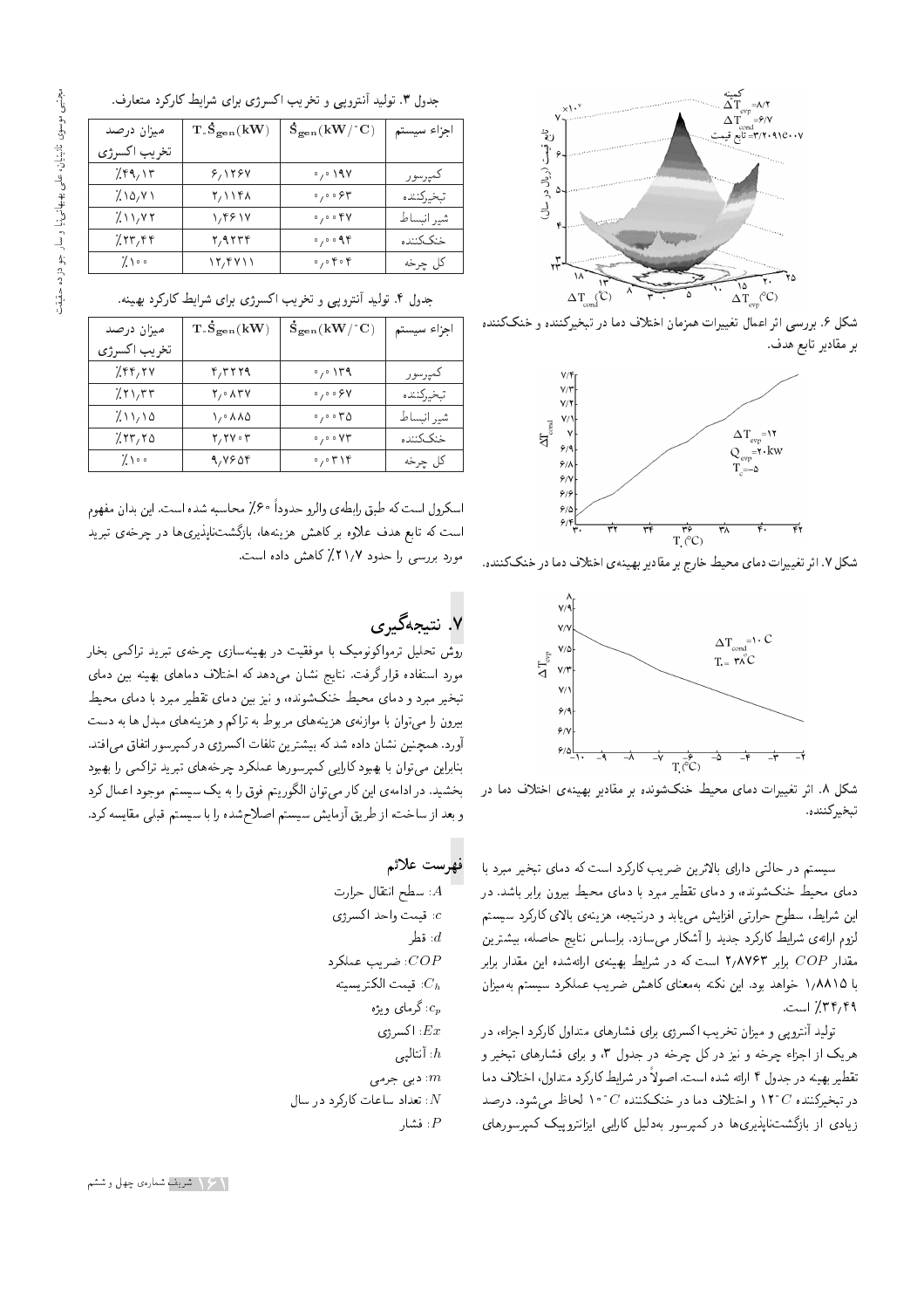جدول ۳. تولید آنتروپی و تخریب اکسرژی برای شرایط کارکرد متعارف.

| اجزاء سیستم | $\dot{S}_{gen}(kW/^{\circ}C)$ | $T_0\dot{S}_{gen}(kW)$ | میزان درصد تخریب اکسرژی |
|---|---|---|---|
| کمپرسور | ۰٫۰۱۹۷ | ۶٫۱۲۶۷ | ۴۹٫۱۳٪ |
| تبخیرکننده | ۰٫۰۰۶۳ | ۲٫۱۱۴۸ | ۱۵٫۷۱٪ |
| شیر انبساط | ۰٫۰۰۴۷ | ۱٫۴۶۱۷ | ۱۱٫۷۲٪ |
| خنک‌کننده | ۰٫۰۰۹۴ | ۲٫۹۲۳۴ | ۲۳٫۴۴٪ |
| کل چرخه | ۰٫۰۴۰۴ | ۱۲٫۴۷۱۱ | ۱۰۰٪ |

جدول ۴. تولید آنتروپی و تخریب اکسرژی برای شرایط کارکرد بهینه.

| اجزاء سیستم | $\dot{S}_{gen}(kW/^{\circ}C)$ | $T_0\dot{S}_{gen}(kW)$ | میزان درصد تخریب اکسرژی |
|---|---|---|---|
| کمپرسور | ۰٫۰۱۳۹ | ۴٫۳۲۲۹ | ۴۴٫۲۷٪ |
| تبخیرکننده | ۰٫۰۰۶۷ | ۲٫۰۸۳۷ | ۲۱٫۳۳٪ |
| شیر انبساط | ۰٫۰۰۳۵ | ۱٫۰۸۸۵ | ۱۱٫۱۵٪ |
| خنک‌کننده | ۰٫۰۰۷۳ | ۲٫۲۷۰۳ | ۲۳٫۲۵٪ |
| کل چرخه | ۰٫۰۳۱۴ | ۹٫۷۶۵۴ | ۱۰۰٪ |

اسکرول است که طبق رابطه‌ی والرو حدوداً ۶۰٪ محاسبه شده است. این بدان مفهوم است که تابع هدف علاوه بر کاهش هزینه‌ها، بازگشت‌ناپذیری‌ها در چرخه‌ی تبرید مورد بررسی را حدود ۲۱٫۷٪ کاهش داده است.

## ۷. نتیجه‌گیری

روش تحلیل ترمواکونومیک با موفقیت در بهینه‌سازی چرخه‌ی تبرید تراکمی بخار مورد استفاده قرار گرفت. نتایج نشان می‌دهد که اختلاف دماهای بهینه بین دمای تبخیر مبرد و دمای محیط خنک‌شونده، و نیز بین دمای تقطیر مبرد با دمای محیط بیرون را می‌توان با موازنه‌ی هزینه‌های مربوط به تراکم و هزینه‌های مبدل به دست آورد. همچنین نشان داده شد که بیشترین تلفات اکسرژی در کمپرسور اتفاق می‌افتد. بنابراین می‌توان با بهبود کارایی کمپرسورها عملکرد چرخه‌های تبرید تراکمی را بهبود بخشید. در ادامه‌ی این کار می‌توان الگوریتم فوق را به یک سیستم موجود اعمال کرد و بعد از ساخته از طریق آزمایش سیستم اصلاح‌شده را با سیستم قبلی مقایسه کرد.

## فهرست علائم

$A$: سطح انتقال حرارت
$c$: قیمت واحد اکسرژی
$d$: قطر
$COP$: ضریب عملکرد
$C_h$: قیمت الکتریسیته
$c_p$: گرمای ویژه
$Ex$: اکسرژی
$h$: آنتالپی
$m$: دبی جرمی
$N$: تعداد ساعات کارکرد در سال
$P$: فشار

شکل ۶. بررسی اثر اعمال تغییرات همزمان اختلاف دما در تبخیرکننده و خنک‌کننده بر مقادیر تابع هدف.

شکل ۷. اثر تغییرات دمای محیط خارج بر مقادیر بهینه‌ی اختلاف دما در خنک‌کننده.

شکل ۸. اثر تغییرات دمای محیط خنک‌شونده بر مقادیر بهینه‌ی اختلاف دما در تبخیرکننده.

سیستم در حالتی دارای بالاترین ضریب کارکرد است که دمای تبخیر مبرد با دمای محیط خنک‌شونده، و دمای تقطیر مبرد با دمای محیط بیرون برابر باشد. در این شرایط، سطوح حرارتی افزایش می‌یابد و درنتیجه، هزینه‌ی بالای کارکرد سیستم لزوم ارائه‌ی شرایط کارکرد جدید را آشکار می‌سازد. براساس نتایج حاصله، بیشترین مقدار $COP$ برابر ۲٫۸۷۶۳ است که در شرایط بهینه‌ی ارائه‌شده این مقدار برابر با ۱٫۸۸۱۵ خواهد بود. این نکته به‌معنای کاهش ضریب عملکرد سیستم به‌میزان ۳۴٫۴۹٪ است.

تولید آنتروپی و میزان تخریب اکسرژی برای فشارهای متداول کارکرد اجزاء، در هریک از اجزاء چرخه و نیز در کل چرخه در جدول ۳، و برای فشارهای تبخیر و تقطیر بهینه در جدول ۴ ارائه شده است. اصولاً در شرایط کارکرد متداول، اختلاف دما در تبخیرکننده $12^{\circ}C$ و اختلاف دما در خنک‌کننده $10^{\circ}C$ لحاظ می‌شود. درصد زیادی از بازگشت‌ناپذیری‌ها در کمپرسور به‌دلیل کارایی ایزانتروپیک کمپرسورهای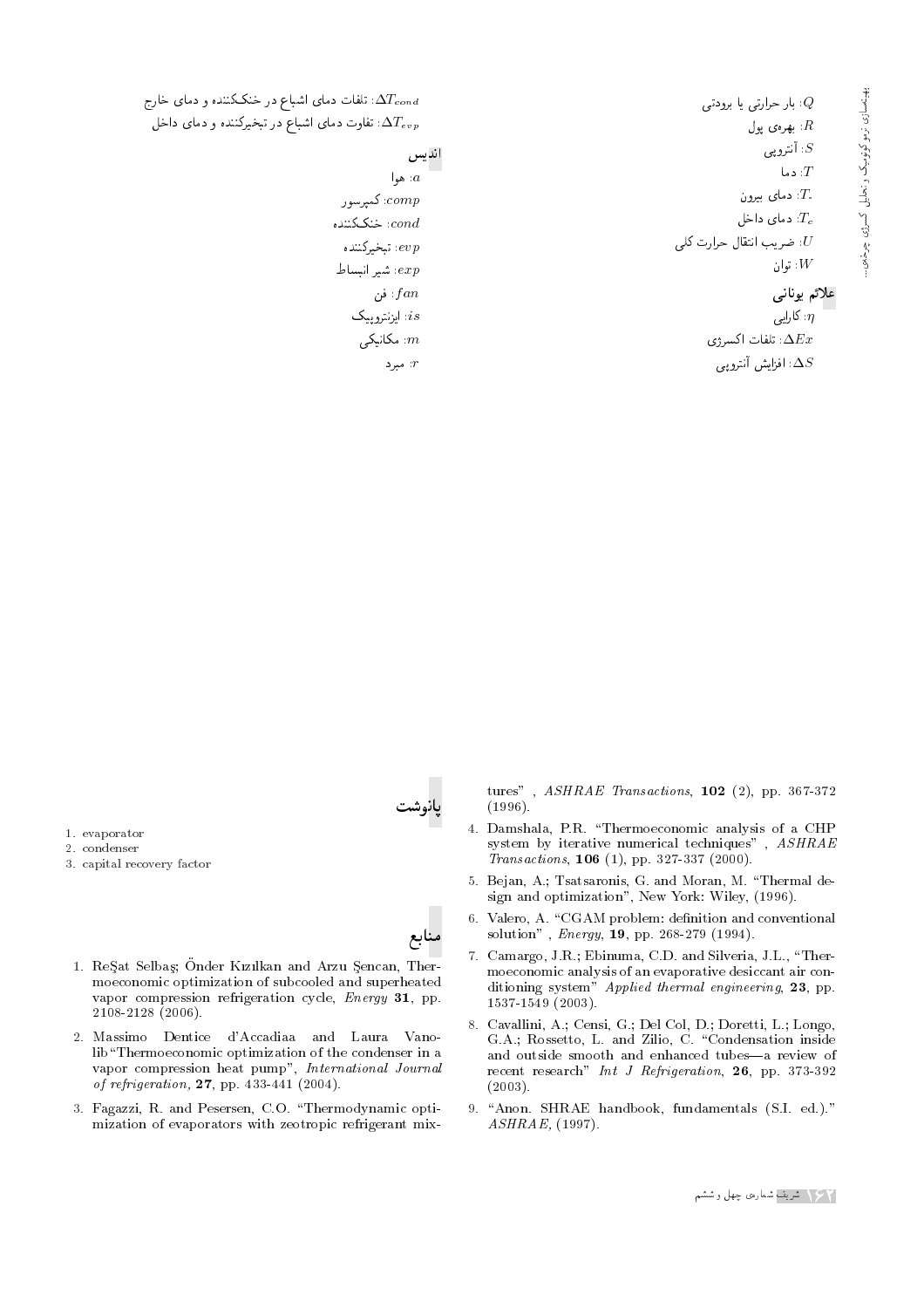$Q$: بار حرارتی یا برودتی

$R$: بهره‌ی پول

$S$: آنتروپی

$T$: دما

$T_\circ$: دمای بیرون

$T_c$: دمای داخل

$U$: ضریب انتقال حرارت کلی

$W$: توان

### علائم یونانی

$\eta$: کارایی

$\Delta Ex$: تلفات اکسرژی

$\Delta S$: افزایش آنتروپی

$\Delta T_{cond}$: تلفات دمای اشباع در خنک‌کننده و دمای خارج

$\Delta T_{evp}$: تفاوت دمای اشباع در تبخیرکننده و دمای داخل

### اندیس

$a$: هوا

$comp$: کمپرسور

$cond$: خنک‌کننده

$evp$: تبخیرکننده

$exp$: شیر انبساط

$fan$: فن

$is$: ایزنتروپیک

$m$: مکانیکی

$r$: مبرد

## پانوشت

1. evaporator
2. condenser
3. capital recovery factor

## منابع

1. ReŞat Selbaş; Önder Kızılkan and Arzu Şencan, Thermoeconomic optimization of subcooled and superheated vapor compression refrigeration cycle, *Energy* **31**, pp. 2108-2128 (2006).

2. Massimo Dentice d'Accadiaa and Laura Vanolib "Thermoeconomic optimization of the condenser in a vapor compression heat pump", *International Journal of refrigeration,* **27**, pp. 433-441 (2004).

3. Fagazzi, R. and Pesersen, C.O. "Thermodynamic optimization of evaporators with zeotropic refrigerant mixtures" , *ASHRAE Transactions*, **102** (2), pp. 367-372 (1996).

4. Damshala, P.R. "Thermoeconomic analysis of a CHP system by iterative numerical techniques" , *ASHRAE Transactions*, **106** (1), pp. 327-337 (2000).

5. Bejan, A.; Tsatsaronis, G. and Moran, M. "Thermal design and optimization", New York: Wiley, (1996).

6. Valero, A. "CGAM problem: definition and conventional solution" , *Energy*, **19**, pp. 268-279 (1994).

7. Camargo, J.R.; Ebinuma, C.D. and Silveria, J.L., "Thermoeconomic analysis of an evaporative desiccant air conditioning system" *Applied thermal engineering*, **23**, pp. 1537-1549 (2003).

8. Cavallini, A.; Censi, G.; Del Col, D.; Doretti, L.; Longo, G.A.; Rossetto, L. and Zilio, C. "Condensation inside and outside smooth and enhanced tubes—a review of recent research" *Int J Refrigeration*, **26**, pp. 373-392 (2003).

9. "Anon. SHRAE handbook, fundamentals (S.I. ed.)." *ASHRAE,* (1997).